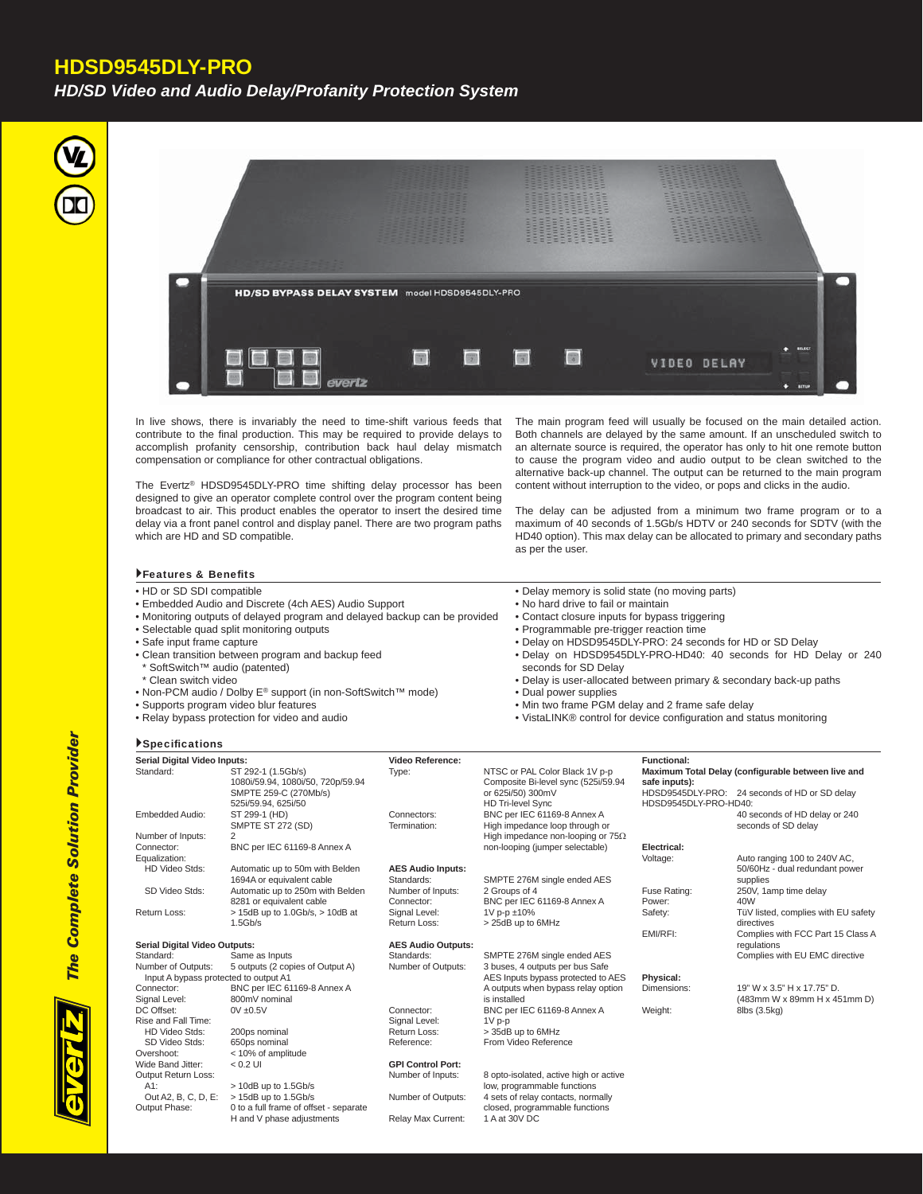# HDSD9545DLY-PRO

## *HD/SD Video and Audio Delay/Profanity Protection System*

In live shows, there is invariably the need to time-shift various feeds that contribute to the final production. This may be required to provide delays to accomplish profanity censorship, contribution back haul delay mismatch compensation or compliance for other contractual obligations.

The Evertz® HDSD9545DLY-PRO time shifting delay processor has been designed to give an operator complete control over the program content being broadcast to air. This product enables the operator to insert the desired time delay via a front panel control and display panel. There are two program paths which are HD and SD compatible.

The main program feed will usually be focused on the main detailed action. Both channels are delayed by the same amount. If an unscheduled switch to an alternate source is required, the operator has only to hit one remote button to cause the program video and audio output to be clean switched to the alternative back-up channel. The output can be returned to the main program content without interruption to the video, or pops and clicks in the audio.

The delay can be adjusted from a minimum two frame program or to a maximum of 40 seconds of 1.5Gb/s HDTV or 240 seconds for SDTV (with the HD40 option). This max delay can be allocated to primary and secondary paths as per the user.

### Features & Benefits

- HD or SD SDI compatible
- Embedded Audio and Discrete (4ch AES) Audio Support
- Monitoring outputs of delayed program and delayed backup can be provided
- Selectable quad split monitoring outputs
- Safe input frame capture
- Clean transition between program and backup feed
  - SoftSwitch™ audio (patented)
  - Clean switch video
- Non-PCM audio / Dolby E® support (in non-SoftSwitch™ mode)
- Supports program video blur features
- Relay bypass protection for video and audio
- Delay memory is solid state (no moving parts)
- No hard drive to fail or maintain
- Contact closure inputs for bypass triggering
- Programmable pre-trigger reaction time
- Delay on HDSD9545DLY-PRO: 24 seconds for HD or SD Delay
- Delay on HDSD9545DLY-PRO-HD40: 40 seconds for HD Delay or 240 seconds for SD Delay
- Delay is user-allocated between primary & secondary back-up paths
- Dual power supplies
- Min two frame PGM delay and 2 frame safe delay
- VistaLINK® control for device configuration and status monitoring

### Specifications

**Serial Digital Video Inputs:**

| | |
|---|---|
| Standard: | ST 292-1 (1.5Gb/s) 1080i/59.94, 1080i/50, 720p/59.94; SMPTE 259-C (270Mb/s) 525i/59.94, 625i/50 |
| Embedded Audio: | ST 299-1 (HD); SMPTE ST 272 (SD) |
| Number of Inputs: | 2 |
| Connector: | BNC per IEC 61169-8 Annex A |
| Equalization: | |
| HD Video Stds: | Automatic up to 50m with Belden 1694A or equivalent cable |
| SD Video Stds: | Automatic up to 250m with Belden 8281 or equivalent cable |
| Return Loss: | > 15dB up to 1.0Gb/s, > 10dB at 1.5Gb/s |

**Serial Digital Video Outputs:**

| | |
|---|---|
| Standard: | Same as Inputs |
| Number of Outputs: | 5 outputs (2 copies of Output A) |
| Input A bypass protected to output A1 | |
| Connector: | BNC per IEC 61169-8 Annex A |
| Signal Level: | 800mV nominal |
| DC Offset: | 0V ±0.5V |
| Rise and Fall Time: | |
| HD Video Stds: | 200ps nominal |
| SD Video Stds: | 650ps nominal |
| Overshoot: | < 10% of amplitude |
| Wide Band Jitter: | < 0.2 UI |
| Output Return Loss: | |
| A1: | > 10dB up to 1.5Gb/s |
| Out A2, B, C, D, E: | > 15dB up to 1.5Gb/s |
| Output Phase: | 0 to a full frame of offset - separate H and V phase adjustments |

**Video Reference:**

| | |
|---|---|
| Type: | NTSC or PAL Color Black 1V p-p Composite Bi-level sync (525i/59.94 or 625i/50) 300mV; HD Tri-level Sync |
| Connectors: | BNC per IEC 61169-8 Annex A |
| Termination: | High impedance loop through or High impedance non-looping or 75Ω non-looping (jumper selectable) |

**AES Audio Inputs:**

| | |
|---|---|
| Standards: | SMPTE 276M single ended AES |
| Number of Inputs: | 2 Groups of 4 |
| Connector: | BNC per IEC 61169-8 Annex A |
| Signal Level: | 1V p-p ±10% |
| Return Loss: | > 25dB up to 6MHz |

**AES Audio Outputs:**

| | |
|---|---|
| Standards: | SMPTE 276M single ended AES |
| Number of Outputs: | 3 buses, 4 outputs per bus Safe AES Inputs bypass protected to AES A outputs when bypass relay option is installed |
| Connector: | BNC per IEC 61169-8 Annex A |
| Signal Level: | 1V p-p |
| Return Loss: | > 35dB up to 6MHz |
| Reference: | From Video Reference |

**GPI Control Port:**

| | |
|---|---|
| Number of Inputs: | 8 opto-isolated, active high or active low, programmable functions |
| Number of Outputs: | 4 sets of relay contacts, normally closed, programmable functions |
| Relay Max Current: | 1 A at 30V DC |

**Functional:**

**Maximum Total Delay (configurable between live and safe inputs):**

| | |
|---|---|
| HDSD9545DLY-PRO: | 24 seconds of HD or SD delay |
| HDSD9545DLY-PRO-HD40: | 40 seconds of HD delay or 240 seconds of SD delay |

**Electrical:**

| | |
|---|---|
| Voltage: | Auto ranging 100 to 240V AC, 50/60Hz - dual redundant power supplies |
| Fuse Rating: | 250V, 1amp time delay |
| Power: | 40W |
| Safety: | TüV listed, complies with EU safety directives |
| EMI/RFI: | Complies with FCC Part 15 Class A regulations; Complies with EU EMC directive |

**Physical:**

| | |
|---|---|
| Dimensions: | 19" W x 3.5" H x 17.75" D. (483mm W x 89mm H x 451mm D) |
| Weight: | 8lbs (3.5kg) |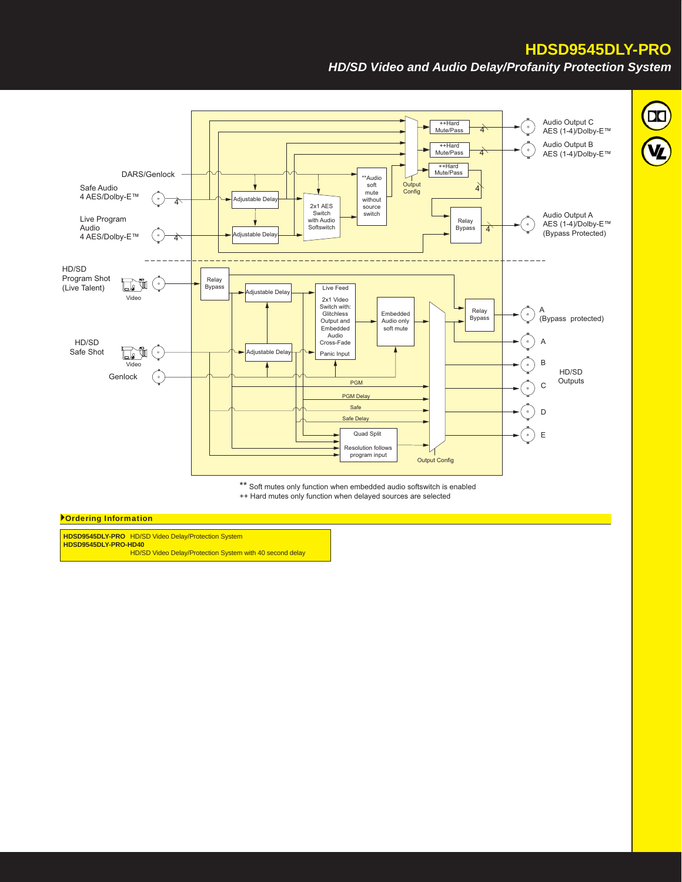# HDSD9545DLY-PRO

## *HD/SD Video and Audio Delay/Profanity Protection System*

DARS/Genlock

Safe Audio
4 AES/Dolby-E™

Live Program
Audio
4 AES/Dolby-E™

4

4

Adjustable Delay

Adjustable Delay

2x1 AES
Switch
with Audio
Softswitch

**Audio
soft
mute
without
source
switch

Output
Config

++Hard
Mute/Pass

++Hard
Mute/Pass

++Hard
Mute/Pass

Relay
Bypass

4

4

4

4

Audio Output C
AES (1-4)/Dolby-E™

Audio Output B
AES (1-4)/Dolby-E™

Audio Output A
AES (1-4)/Dolby-E™
(Bypass Protected)

HD/SD
Program Shot
(Live Talent)

Video

HD/SD
Safe Shot

Video

Genlock

Relay
Bypass

Adjustable Delay

Adjustable Delay

Live Feed

2x1 Video
Switch with:
Glitchless
Output and
Embedded
Audio
Cross-Fade

Panic Input

Embedded
Audio only
soft mute

Relay
Bypass

PGM

PGM Delay

Safe

Safe Delay

Quad Split

Resolution follows
program input

Output Config

A
(Bypass protected)

A

B

C

D

E

HD/SD
Outputs

** Soft mutes only function when embedded audio softswitch is enabled
++ Hard mutes only function when delayed sources are selected

## Ordering Information

**HDSD9545DLY-PRO** HD/SD Video Delay/Protection System
**HDSD9545DLY-PRO-HD40**
HD/SD Video Delay/Protection System with 40 second delay